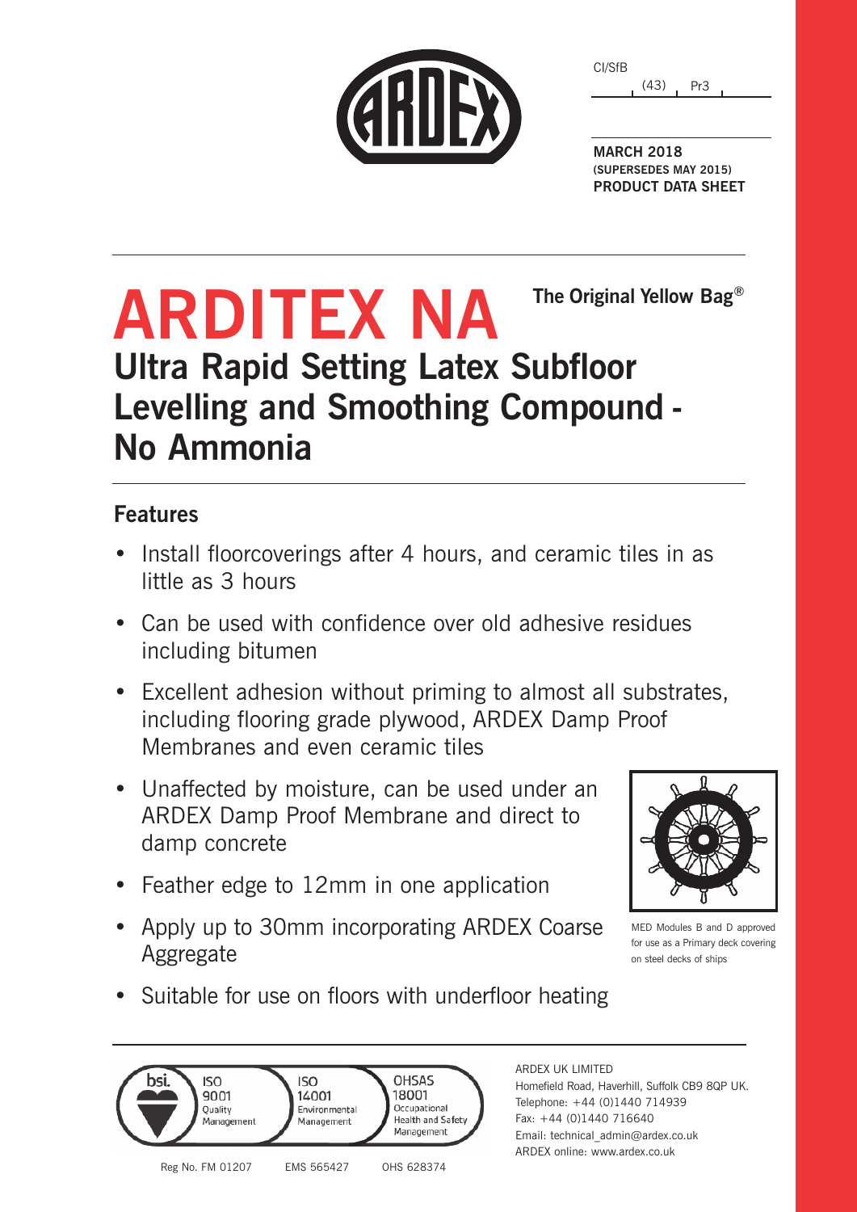CI/SfB

(43) Pr3

**MARCH 2018**
**(SUPERSEDES MAY 2015)**
**PRODUCT DATA SHEET**

# ARDITEX NA

**The Original Yellow Bag®**

## Ultra Rapid Setting Latex Subfloor Levelling and Smoothing Compound - No Ammonia

### Features

- Install floorcoverings after 4 hours, and ceramic tiles in as little as 3 hours
- Can be used with confidence over old adhesive residues including bitumen
- Excellent adhesion without priming to almost all substrates, including flooring grade plywood, ARDEX Damp Proof Membranes and even ceramic tiles
- Unaffected by moisture, can be used under an ARDEX Damp Proof Membrane and direct to damp concrete
- Feather edge to 12mm in one application
- Apply up to 30mm incorporating ARDEX Coarse Aggregate
- Suitable for use on floors with underfloor heating

MED Modules B and D approved for use as a Primary deck covering on steel decks of ships

ISO 9001 Quality Management — Reg No. FM 01207
ISO 14001 Environmental Management — EMS 565427
OHSAS 18001 Occupational Health and Safety Management — OHS 628374

ARDEX UK LIMITED
Homefield Road, Haverhill, Suffolk CB9 8QP UK.
Telephone: +44 (0)1440 714939
Fax: +44 (0)1440 716640
Email: technical_admin@ardex.co.uk
ARDEX online: www.ardex.co.uk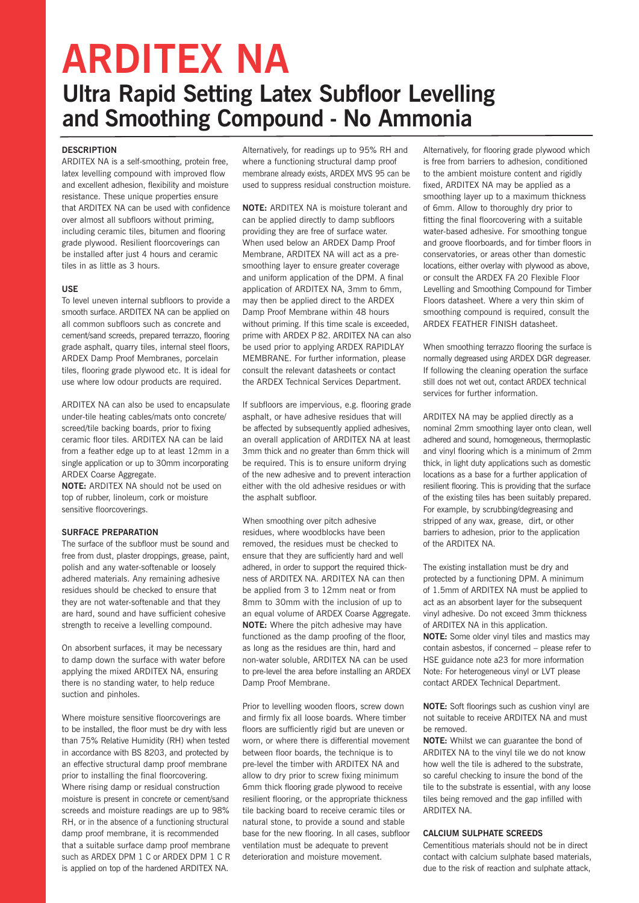# ARDITEX NA

## Ultra Rapid Setting Latex Subfloor Levelling and Smoothing Compound - No Ammonia

### DESCRIPTION

ARDITEX NA is a self-smoothing, protein free, latex levelling compound with improved flow and excellent adhesion, flexibility and moisture resistance. These unique properties ensure that ARDITEX NA can be used with confidence over almost all subfloors without priming, including ceramic tiles, bitumen and flooring grade plywood. Resilient floorcoverings can be installed after just 4 hours and ceramic tiles in as little as 3 hours.

### USE

To level uneven internal subfloors to provide a smooth surface. ARDITEX NA can be applied on all common subfloors such as concrete and cement/sand screeds, prepared terrazzo, flooring grade asphalt, quarry tiles, internal steel floors, ARDEX Damp Proof Membranes, porcelain tiles, flooring grade plywood etc. It is ideal for use where low odour products are required.

ARDITEX NA can also be used to encapsulate under-tile heating cables/mats onto concrete/screed/tile backing boards, prior to fixing ceramic floor tiles. ARDITEX NA can be laid from a feather edge up to at least 12mm in a single application or up to 30mm incorporating ARDEX Coarse Aggregate.

**NOTE:** ARDITEX NA should not be used on top of rubber, linoleum, cork or moisture sensitive floorcoverings.

### SURFACE PREPARATION

The surface of the subfloor must be sound and free from dust, plaster droppings, grease, paint, polish and any water-softenable or loosely adhered materials. Any remaining adhesive residues should be checked to ensure that they are not water-softenable and that they are hard, sound and have sufficient cohesive strength to receive a levelling compound.

On absorbent surfaces, it may be necessary to damp down the surface with water before applying the mixed ARDITEX NA, ensuring there is no standing water, to help reduce suction and pinholes.

Where moisture sensitive floorcoverings are to be installed, the floor must be dry with less than 75% Relative Humidity (RH) when tested in accordance with BS 8203, and protected by an effective structural damp proof membrane prior to installing the final floorcovering. Where rising damp or residual construction moisture is present in concrete or cement/sand screeds and moisture readings are up to 98% RH, or in the absence of a functioning structural damp proof membrane, it is recommended that a suitable surface damp proof membrane such as ARDEX DPM 1 C or ARDEX DPM 1 C R is applied on top of the hardened ARDITEX NA.

Alternatively, for readings up to 95% RH and where a functioning structural damp proof membrane already exists, ARDEX MVS 95 can be used to suppress residual construction moisture.

**NOTE:** ARDITEX NA is moisture tolerant and can be applied directly to damp subfloors providing they are free of surface water. When used below an ARDEX Damp Proof Membrane, ARDITEX NA will act as a pre-smoothing layer to ensure greater coverage and uniform application of the DPM. A final application of ARDITEX NA, 3mm to 6mm, may then be applied direct to the ARDEX Damp Proof Membrane within 48 hours without priming. If this time scale is exceeded, prime with ARDEX P 82. ARDITEX NA can also be used prior to applying ARDEX RAPIDLAY MEMBRANE. For further information, please consult the relevant datasheets or contact the ARDEX Technical Services Department.

If subfloors are impervious, e.g. flooring grade asphalt, or have adhesive residues that will be affected by subsequently applied adhesives, an overall application of ARDITEX NA at least 3mm thick and no greater than 6mm thick will be required. This is to ensure uniform drying of the new adhesive and to prevent interaction either with the old adhesive residues or with the asphalt subfloor.

When smoothing over pitch adhesive residues, where woodblocks have been removed, the residues must be checked to ensure that they are sufficiently hard and well adhered, in order to support the required thickness of ARDITEX NA. ARDITEX NA can then be applied from 3 to 12mm neat or from 8mm to 30mm with the inclusion of up to an equal volume of ARDEX Coarse Aggregate.

**NOTE:** Where the pitch adhesive may have functioned as the damp proofing of the floor, as long as the residues are thin, hard and non-water soluble, ARDITEX NA can be used to pre-level the area before installing an ARDEX Damp Proof Membrane.

Prior to levelling wooden floors, screw down and firmly fix all loose boards. Where timber floors are sufficiently rigid but are uneven or worn, or where there is differential movement between floor boards, the technique is to pre-level the timber with ARDITEX NA and allow to dry prior to screw fixing minimum 6mm thick flooring grade plywood to receive resilient flooring, or the appropriate thickness tile backing board to receive ceramic tiles or natural stone, to provide a sound and stable base for the new flooring. In all cases, subfloor ventilation must be adequate to prevent deterioration and moisture movement.

Alternatively, for flooring grade plywood which is free from barriers to adhesion, conditioned to the ambient moisture content and rigidly fixed, ARDITEX NA may be applied as a smoothing layer up to a maximum thickness of 6mm. Allow to thoroughly dry prior to fitting the final floorcovering with a suitable water-based adhesive. For smoothing tongue and groove floorboards, and for timber floors in conservatories, or areas other than domestic locations, either overlay with plywood as above, or consult the ARDEX FA 20 Flexible Floor Levelling and Smoothing Compound for Timber Floors datasheet. Where a very thin skim of smoothing compound is required, consult the ARDEX FEATHER FINISH datasheet.

When smoothing terrazzo flooring the surface is normally degreased using ARDEX DGR degreaser. If following the cleaning operation the surface still does not wet out, contact ARDEX technical services for further information.

ARDITEX NA may be applied directly as a nominal 2mm smoothing layer onto clean, well adhered and sound, homogeneous, thermoplastic and vinyl flooring which is a minimum of 2mm thick, in light duty applications such as domestic locations as a base for a further application of resilient flooring. This is providing that the surface of the existing tiles has been suitably prepared. For example, by scrubbing/degreasing and stripped of any wax, grease, dirt, or other barriers to adhesion, prior to the application of the ARDITEX NA.

The existing installation must be dry and protected by a functioning DPM. A minimum of 1.5mm of ARDITEX NA must be applied to act as an absorbent layer for the subsequent vinyl adhesive. Do not exceed 3mm thickness of ARDITEX NA in this application.

**NOTE:** Some older vinyl tiles and mastics may contain asbestos, if concerned – please refer to HSE guidance note a23 for more information
Note: For heterogeneous vinyl or LVT please contact ARDEX Technical Department.

**NOTE:** Soft floorings such as cushion vinyl are not suitable to receive ARDITEX NA and must be removed.

**NOTE:** Whilst we can guarantee the bond of ARDITEX NA to the vinyl tile we do not know how well the tile is adhered to the substrate, so careful checking to insure the bond of the tile to the substrate is essential, with any loose tiles being removed and the gap infilled with ARDITEX NA.

### CALCIUM SULPHATE SCREEDS

Cementitious materials should not be in direct contact with calcium sulphate based materials, due to the risk of reaction and sulphate attack,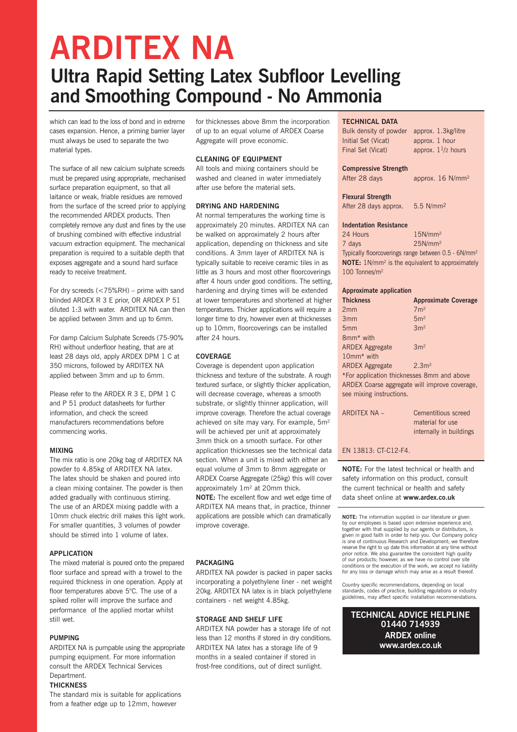# ARDITEX NA

## Ultra Rapid Setting Latex Subfloor Levelling and Smoothing Compound - No Ammonia

which can lead to the loss of bond and in extreme cases expansion. Hence, a priming barrier layer must always be used to separate the two material types.

The surface of all new calcium sulphate screeds must be prepared using appropriate, mechanised surface preparation equipment, so that all laitance or weak, friable residues are removed from the surface of the screed prior to applying the recommended ARDEX products. Then completely remove any dust and fines by the use of brushing combined with effective industrial vacuum extraction equipment. The mechanical preparation is required to a suitable depth that exposes aggregate and a sound hard surface ready to receive treatment.

For dry screeds (<75%RH) – prime with sand blinded ARDEX R 3 E prior, OR ARDEX P 51 diluted 1:3 with water. ARDITEX NA can then be applied between 3mm and up to 6mm.

For damp Calcium Sulphate Screeds (75-90% RH) without underfloor heating, that are at least 28 days old, apply ARDEX DPM 1 C at 350 microns, followed by ARDITEX NA applied between 3mm and up to 6mm.

Please refer to the ARDEX R 3 E, DPM 1 C and P 51 product datasheets for further information, and check the screed manufacturers recommendations before commencing works.

### MIXING

The mix ratio is one 20kg bag of ARDITEX NA powder to 4.85kg of ARDITEX NA latex. The latex should be shaken and poured into a clean mixing container. The powder is then added gradually with continuous stirring. The use of an ARDEX mixing paddle with a 10mm chuck electric drill makes this light work. For smaller quantities, 3 volumes of powder should be stirred into 1 volume of latex.

### APPLICATION

The mixed material is poured onto the prepared floor surface and spread with a trowel to the required thickness in one operation. Apply at floor temperatures above 5°C. The use of a spiked roller will improve the surface and performance of the applied mortar whilst still wet.

### PUMPING

ARDITEX NA is pumpable using the appropriate pumping equipment. For more information consult the ARDEX Technical Services Department.

### THICKNESS

The standard mix is suitable for applications from a feather edge up to 12mm, however for thicknesses above 8mm the incorporation of up to an equal volume of ARDEX Coarse Aggregate will prove economic.

### CLEANING OF EQUIPMENT

All tools and mixing containers should be washed and cleaned in water immediately after use before the material sets.

### DRYING AND HARDENING

At normal temperatures the working time is approximately 20 minutes. ARDITEX NA can be walked on approximately 2 hours after application, depending on thickness and site conditions. A 3mm layer of ARDITEX NA is typically suitable to receive ceramic tiles in as little as 3 hours and most other floorcoverings after 4 hours under good conditions. The setting, hardening and drying times will be extended at lower temperatures and shortened at higher temperatures. Thicker applications will require a longer time to dry, however even at thicknesses up to 10mm, floorcoverings can be installed after 24 hours.

### COVERAGE

Coverage is dependent upon application thickness and texture of the substrate. A rough textured surface, or slightly thicker application, will decrease coverage, whereas a smooth substrate, or slightly thinner application, will improve coverage. Therefore the coverage achieved on site may vary. For example, 5m² will be achieved per unit at approximately 3mm thick on a smooth surface. For other application thicknesses see the technical data section. When a unit is mixed with either an equal volume of 3mm to 8mm aggregate or ARDEX Coarse Aggregate (25kg) this will cover approximately 1m² at 20mm thick.

**NOTE:** The excellent flow and wet edge time of ARDITEX NA means that, in practice, thinner applications are possible which can dramatically improve coverage.

### PACKAGING

ARDITEX NA powder is packed in paper sacks incorporating a polyethylene liner - net weight 20kg. ARDITEX NA latex is in black polyethylene containers - net weight 4.85kg.

### STORAGE AND SHELF LIFE

ARDITEX NA powder has a storage life of not less than 12 months if stored in dry conditions. ARDITEX NA latex has a storage life of 9 months in a sealed container if stored in frost-free conditions, out of direct sunlight.

### TECHNICAL DATA

| | |
|---|---|
| Bulk density of powder | approx. 1.3kg/litre |
| Initial Set (Vicat) | approx. 1 hour |
| Final Set (Vicat) | approx. 1½ hours |

**Compressive Strength**

| | |
|---|---|
| After 28 days | approx. 16 N/mm² |

**Flexural Strength**

| | |
|---|---|
| After 28 days approx. | 5.5 N/mm² |

**Indentation Resistance**

| | |
|---|---|
| 24 Hours | 15N/mm² |
| 7 days | 25N/mm² |

Typically floorcoverings range between 0.5 - 6N/mm²

**NOTE:** 1N/mm² is the equivalent to approximately 100 Tonnes/m²

**Approximate application**

| Thickness | Approximate Coverage |
|---|---|
| 2mm | 7m² |
| 3mm | 5m² |
| 5mm | 3m² |
| 8mm* with ARDEX Aggregate | 3m² |
| 10mm* with ARDEX Aggregate | 2.3m² |

*For application thicknesses 8mm and above ARDEX Coarse aggregate will improve coverage, see mixing instructions.

| | |
|---|---|
| ARDITEX NA – | Cementitious screed material for use internally in buildings |

EN 13813: CT-C12-F4.

**NOTE:** For the latest technical or health and safety information on this product, consult the current technical or health and safety data sheet online at **www.ardex.co.uk**

**NOTE:** The information supplied in our literature or given by our employees is based upon extensive experience and, together with that supplied by our agents or distributors, is given in good faith in order to help you. Our Company policy is one of continuous Research and Development; we therefore reserve the right to up date this information at any time without prior notice. We also guarantee the consistent high quality of our products; however, as we have no control over site conditions or the execution of the work, we accept no liability for any loss or damage which may arise as a result thereof.

Country specific recommendations, depending on local standards, codes of practice, building regulations or industry guidelines, may affect specific installation recommendations.

**TECHNICAL ADVICE HELPLINE**
**01440 714939**
**ARDEX online**
**www.ardex.co.uk**